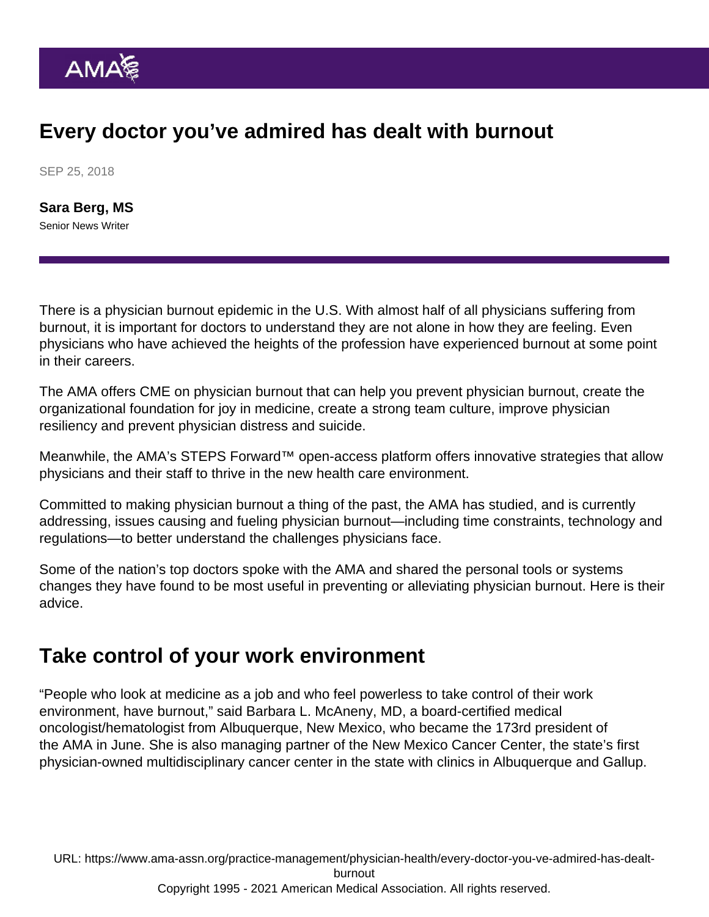# Every doctor you've admired has dealt with burnout

SEP 25, 2018

**Sara Berg, MS**
Senior News Writer

There is a physician burnout epidemic in the U.S. With almost half of all physicians suffering from burnout, it is important for doctors to understand they are not alone in how they are feeling. Even physicians who have achieved the heights of the profession have experienced burnout at some point in their careers.

The AMA offers CME on physician burnout that can help you prevent physician burnout, create the organizational foundation for joy in medicine, create a strong team culture, improve physician resiliency and prevent physician distress and suicide.

Meanwhile, the AMA's STEPS Forward™ open-access platform offers innovative strategies that allow physicians and their staff to thrive in the new health care environment.

Committed to making physician burnout a thing of the past, the AMA has studied, and is currently addressing, issues causing and fueling physician burnout—including time constraints, technology and regulations—to better understand the challenges physicians face.

Some of the nation's top doctors spoke with the AMA and shared the personal tools or systems changes they have found to be most useful in preventing or alleviating physician burnout. Here is their advice.

## Take control of your work environment

"People who look at medicine as a job and who feel powerless to take control of their work environment, have burnout," said Barbara L. McAneny, MD, a board-certified medical oncologist/hematologist from Albuquerque, New Mexico, who became the 173rd president of the AMA in June. She is also managing partner of the New Mexico Cancer Center, the state's first physician-owned multidisciplinary cancer center in the state with clinics in Albuquerque and Gallup.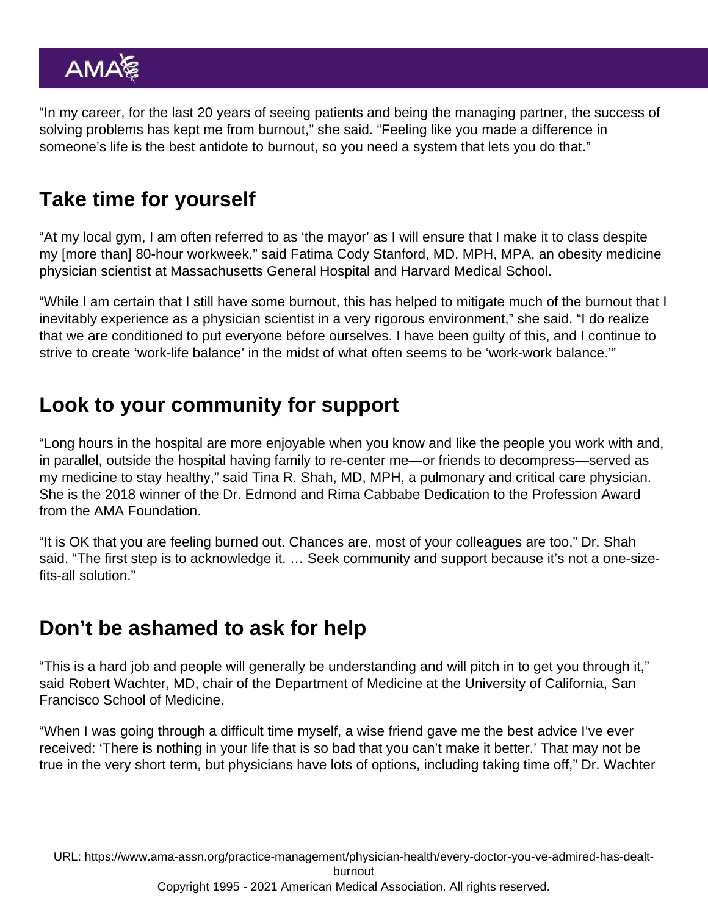"In my career, for the last 20 years of seeing patients and being the managing partner, the success of solving problems has kept me from burnout," she said. "Feeling like you made a difference in someone's life is the best antidote to burnout, so you need a system that lets you do that."

## Take time for yourself

"At my local gym, I am often referred to as 'the mayor' as I will ensure that I make it to class despite my [more than] 80-hour workweek," said Fatima Cody Stanford, MD, MPH, MPA, an obesity medicine physician scientist at Massachusetts General Hospital and Harvard Medical School.

"While I am certain that I still have some burnout, this has helped to mitigate much of the burnout that I inevitably experience as a physician scientist in a very rigorous environment," she said. "I do realize that we are conditioned to put everyone before ourselves. I have been guilty of this, and I continue to strive to create 'work-life balance' in the midst of what often seems to be 'work-work balance.'"

## Look to your community for support

"Long hours in the hospital are more enjoyable when you know and like the people you work with and, in parallel, outside the hospital having family to re-center me—or friends to decompress—served as my medicine to stay healthy," said Tina R. Shah, MD, MPH, a pulmonary and critical care physician. She is the 2018 winner of the Dr. Edmond and Rima Cabbabe Dedication to the Profession Award from the AMA Foundation.

"It is OK that you are feeling burned out. Chances are, most of your colleagues are too," Dr. Shah said. "The first step is to acknowledge it. … Seek community and support because it's not a one-size-fits-all solution."

## Don't be ashamed to ask for help

"This is a hard job and people will generally be understanding and will pitch in to get you through it," said Robert Wachter, MD, chair of the Department of Medicine at the University of California, San Francisco School of Medicine.

"When I was going through a difficult time myself, a wise friend gave me the best advice I've ever received: 'There is nothing in your life that is so bad that you can't make it better.' That may not be true in the very short term, but physicians have lots of options, including taking time off," Dr. Wachter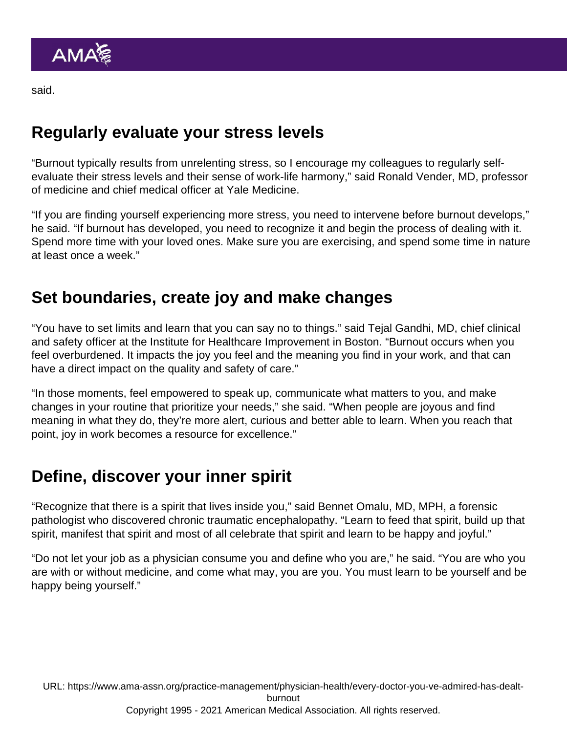said.

## Regularly evaluate your stress levels

"Burnout typically results from unrelenting stress, so I encourage my colleagues to regularly self-evaluate their stress levels and their sense of work-life harmony," said Ronald Vender, MD, professor of medicine and chief medical officer at Yale Medicine.

"If you are finding yourself experiencing more stress, you need to intervene before burnout develops," he said. "If burnout has developed, you need to recognize it and begin the process of dealing with it. Spend more time with your loved ones. Make sure you are exercising, and spend some time in nature at least once a week."

## Set boundaries, create joy and make changes

"You have to set limits and learn that you can say no to things." said Tejal Gandhi, MD, chief clinical and safety officer at the Institute for Healthcare Improvement in Boston. "Burnout occurs when you feel overburdened. It impacts the joy you feel and the meaning you find in your work, and that can have a direct impact on the quality and safety of care."

"In those moments, feel empowered to speak up, communicate what matters to you, and make changes in your routine that prioritize your needs," she said. "When people are joyous and find meaning in what they do, they're more alert, curious and better able to learn. When you reach that point, joy in work becomes a resource for excellence."

## Define, discover your inner spirit

"Recognize that there is a spirit that lives inside you," said Bennet Omalu, MD, MPH, a forensic pathologist who discovered chronic traumatic encephalopathy. "Learn to feed that spirit, build up that spirit, manifest that spirit and most of all celebrate that spirit and learn to be happy and joyful."

"Do not let your job as a physician consume you and define who you are," he said. "You are who you are with or without medicine, and come what may, you are you. You must learn to be yourself and be happy being yourself."